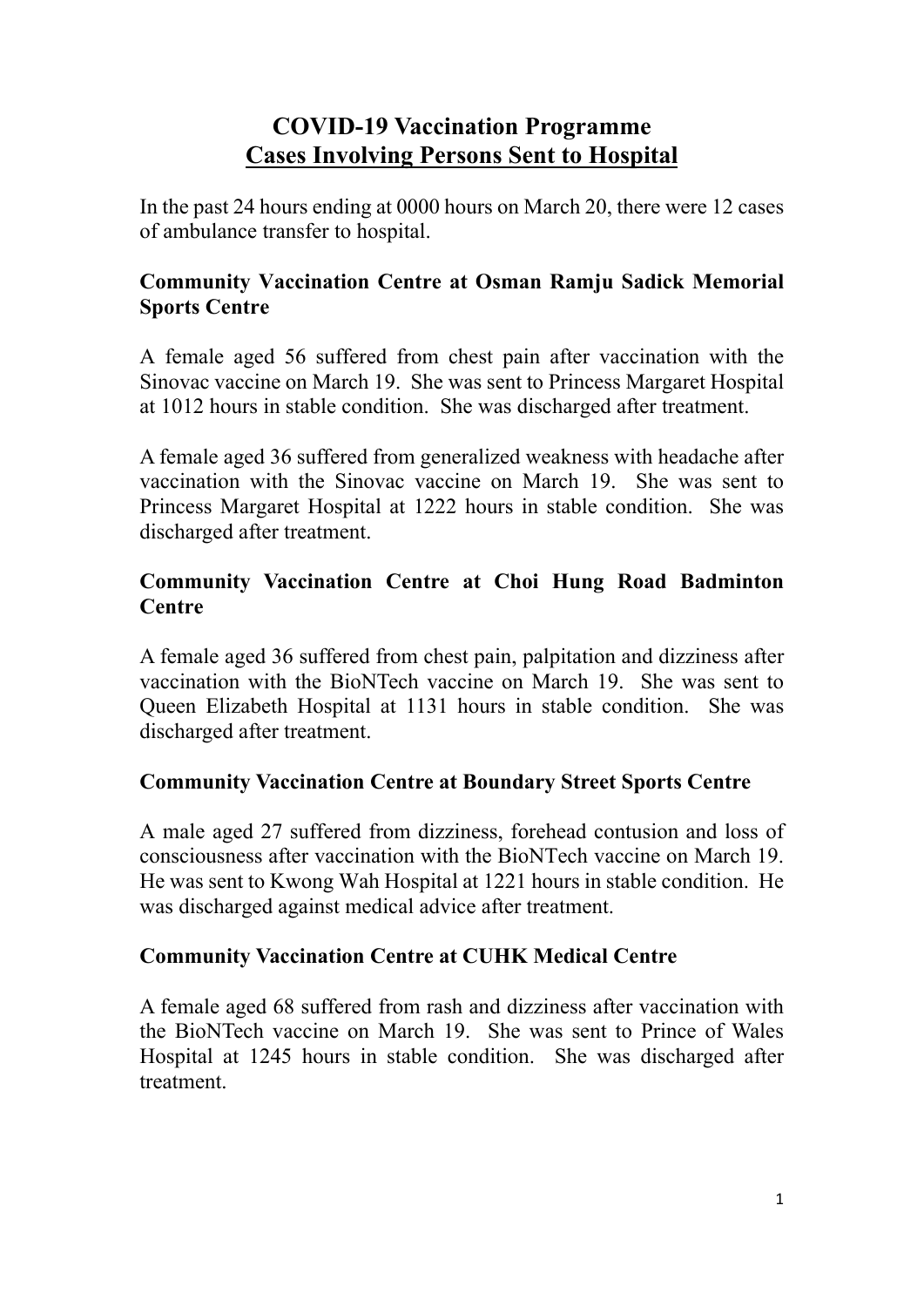# COVID-19 Vaccination Programme
## Cases Involving Persons Sent to Hospital

In the past 24 hours ending at 0000 hours on March 20, there were 12 cases of ambulance transfer to hospital.

### Community Vaccination Centre at Osman Ramju Sadick Memorial Sports Centre

A female aged 56 suffered from chest pain after vaccination with the Sinovac vaccine on March 19. She was sent to Princess Margaret Hospital at 1012 hours in stable condition. She was discharged after treatment.

A female aged 36 suffered from generalized weakness with headache after vaccination with the Sinovac vaccine on March 19. She was sent to Princess Margaret Hospital at 1222 hours in stable condition. She was discharged after treatment.

### Community Vaccination Centre at Choi Hung Road Badminton Centre

A female aged 36 suffered from chest pain, palpitation and dizziness after vaccination with the BioNTech vaccine on March 19. She was sent to Queen Elizabeth Hospital at 1131 hours in stable condition. She was discharged after treatment.

### Community Vaccination Centre at Boundary Street Sports Centre

A male aged 27 suffered from dizziness, forehead contusion and loss of consciousness after vaccination with the BioNTech vaccine on March 19. He was sent to Kwong Wah Hospital at 1221 hours in stable condition. He was discharged against medical advice after treatment.

### Community Vaccination Centre at CUHK Medical Centre

A female aged 68 suffered from rash and dizziness after vaccination with the BioNTech vaccine on March 19. She was sent to Prince of Wales Hospital at 1245 hours in stable condition. She was discharged after treatment.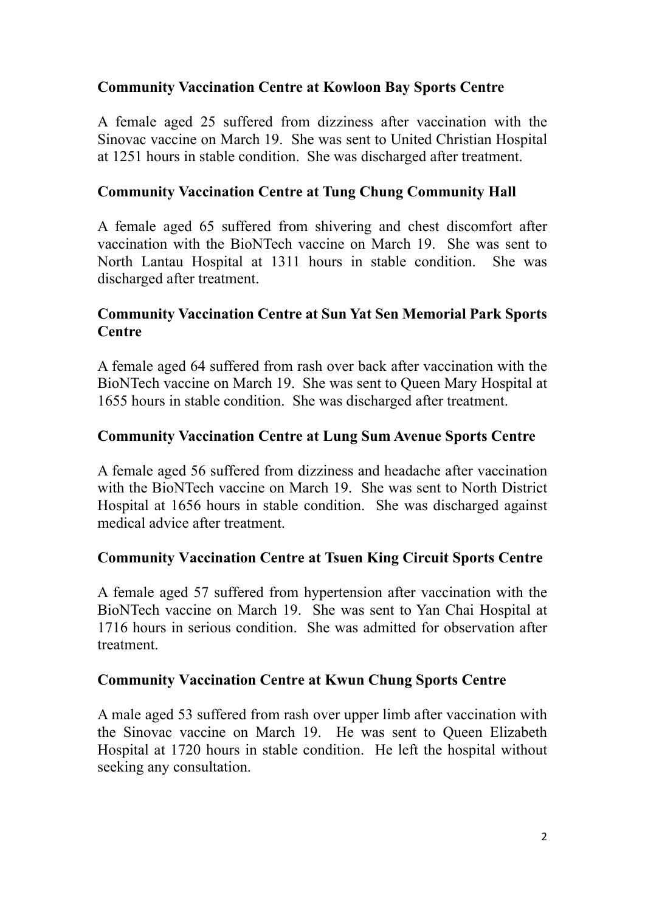**Community Vaccination Centre at Kowloon Bay Sports Centre**

A female aged 25 suffered from dizziness after vaccination with the Sinovac vaccine on March 19. She was sent to United Christian Hospital at 1251 hours in stable condition. She was discharged after treatment.

**Community Vaccination Centre at Tung Chung Community Hall**

A female aged 65 suffered from shivering and chest discomfort after vaccination with the BioNTech vaccine on March 19. She was sent to North Lantau Hospital at 1311 hours in stable condition. She was discharged after treatment.

**Community Vaccination Centre at Sun Yat Sen Memorial Park Sports Centre**

A female aged 64 suffered from rash over back after vaccination with the BioNTech vaccine on March 19. She was sent to Queen Mary Hospital at 1655 hours in stable condition. She was discharged after treatment.

**Community Vaccination Centre at Lung Sum Avenue Sports Centre**

A female aged 56 suffered from dizziness and headache after vaccination with the BioNTech vaccine on March 19. She was sent to North District Hospital at 1656 hours in stable condition. She was discharged against medical advice after treatment.

**Community Vaccination Centre at Tsuen King Circuit Sports Centre**

A female aged 57 suffered from hypertension after vaccination with the BioNTech vaccine on March 19. She was sent to Yan Chai Hospital at 1716 hours in serious condition. She was admitted for observation after treatment.

**Community Vaccination Centre at Kwun Chung Sports Centre**

A male aged 53 suffered from rash over upper limb after vaccination with the Sinovac vaccine on March 19. He was sent to Queen Elizabeth Hospital at 1720 hours in stable condition. He left the hospital without seeking any consultation.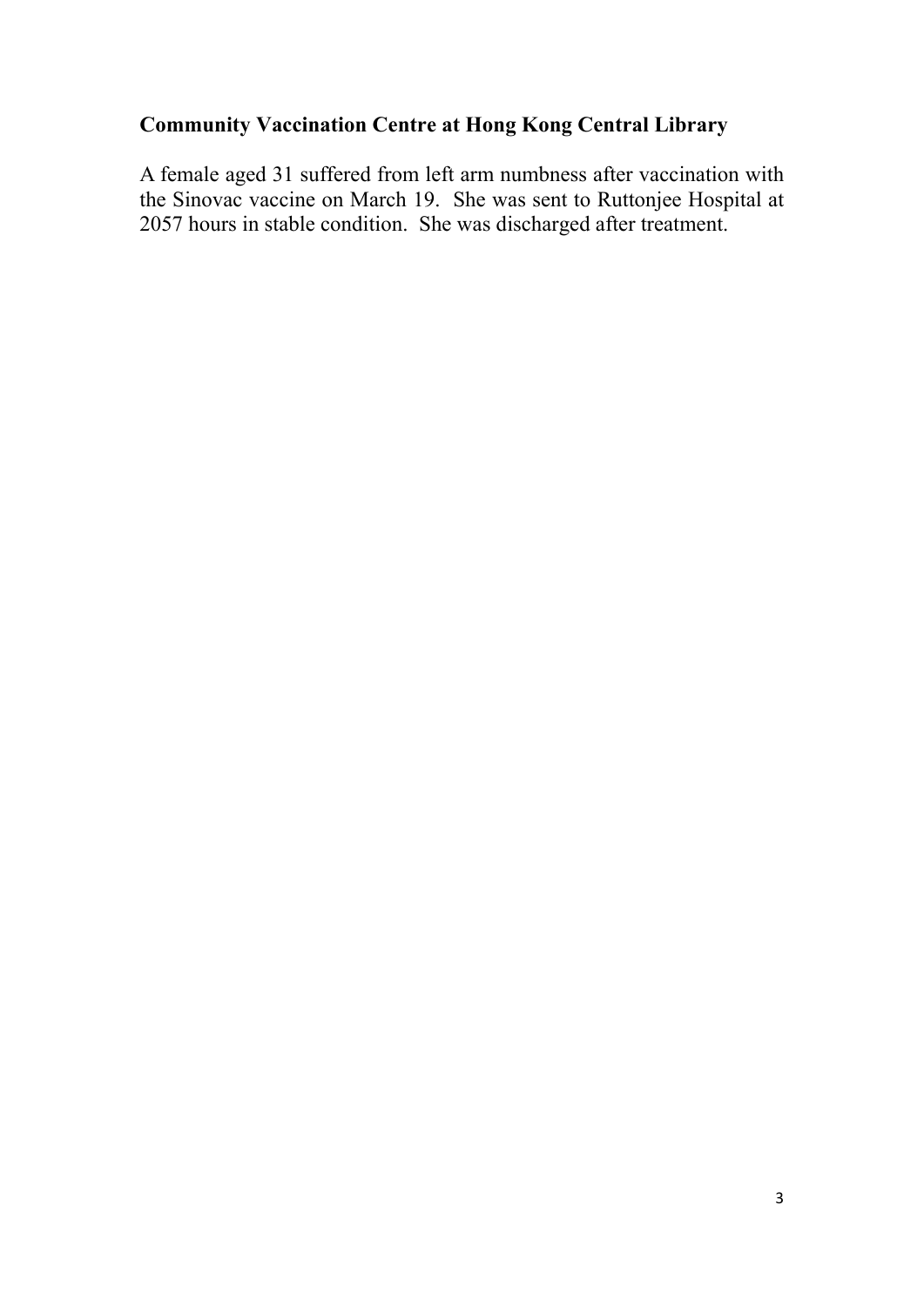**Community Vaccination Centre at Hong Kong Central Library**

A female aged 31 suffered from left arm numbness after vaccination with the Sinovac vaccine on March 19. She was sent to Ruttonjee Hospital at 2057 hours in stable condition. She was discharged after treatment.